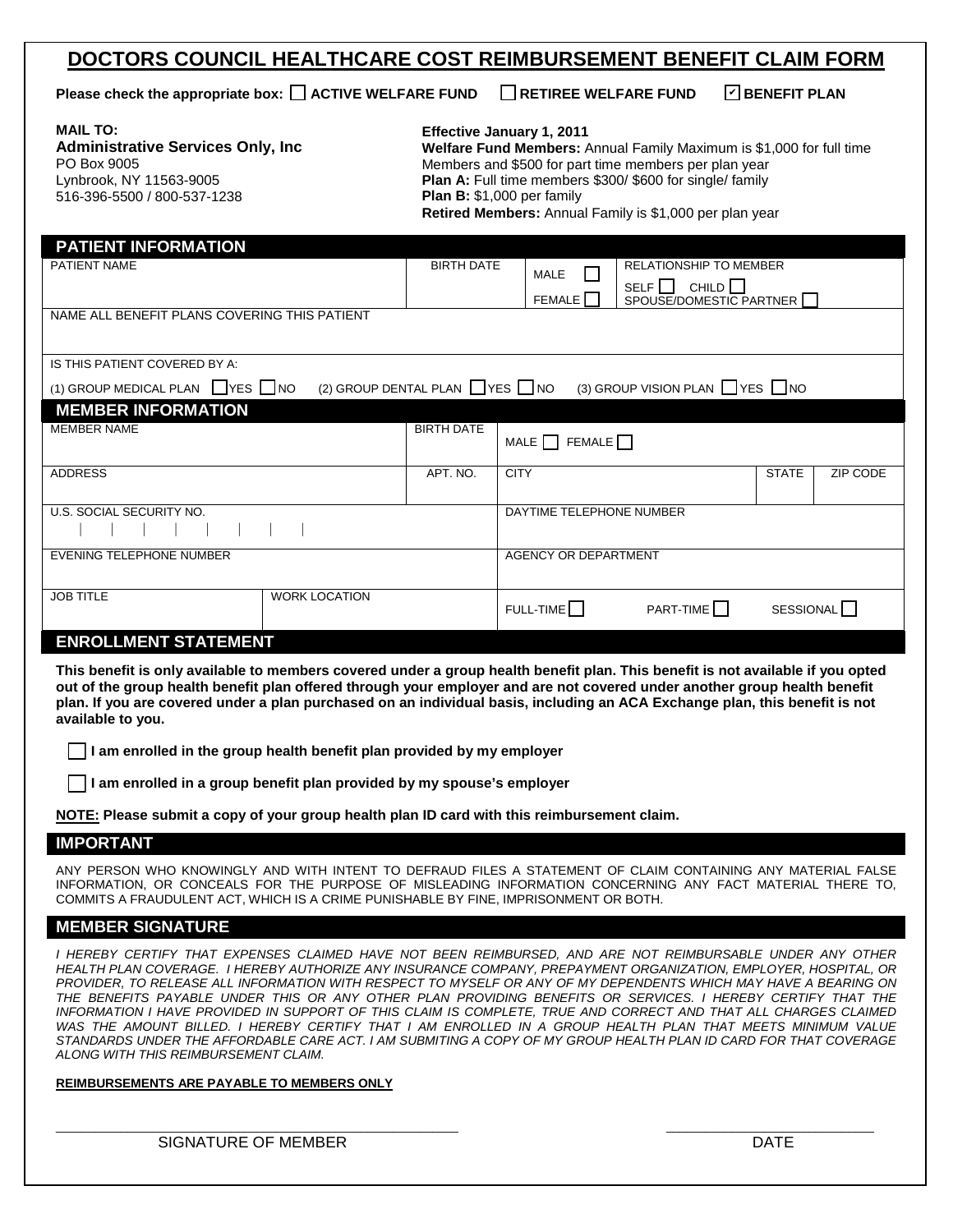# DOCTORS COUNCIL HEALTHCARE COST REIMBURSEMENT BENEFIT CLAIM FORM

**Please check the appropriate box:** ☐ **ACTIVE WELFARE FUND** ☐ **RETIREE WELFARE FUND** ☑ **BENEFIT PLAN**

**MAIL TO:**
**Administrative Services Only, Inc**
PO Box 9005
Lynbrook, NY 11563-9005
516-396-5500 / 800-537-1238

**Effective January 1, 2011**
**Welfare Fund Members:** Annual Family Maximum is $1,000 for full time Members and $500 for part time members per plan year
**Plan A:** Full time members $300/ $600 for single/ family
**Plan B:** $1,000 per family
**Retired Members:** Annual Family is $1,000 per plan year

## PATIENT INFORMATION

| PATIENT NAME | BIRTH DATE | MALE ☐ FEMALE ☐ | RELATIONSHIP TO MEMBER: SELF ☐ CHILD ☐ SPOUSE/DOMESTIC PARTNER ☐ |
|---|---|---|---|
| | | | |

NAME ALL BENEFIT PLANS COVERING THIS PATIENT

IS THIS PATIENT COVERED BY A:

(1) GROUP MEDICAL PLAN ☐ YES ☐ NO (2) GROUP DENTAL PLAN ☐ YES ☐ NO (3) GROUP VISION PLAN ☐ YES ☐ NO

## MEMBER INFORMATION

| MEMBER NAME | | BIRTH DATE | MALE ☐ FEMALE ☐ | | |
|---|---|---|---|---|---|
| ADDRESS | | APT. NO. | CITY | STATE | ZIP CODE |
| U.S. SOCIAL SECURITY NO. | | | DAYTIME TELEPHONE NUMBER | | |
| EVENING TELEPHONE NUMBER | | | AGENCY OR DEPARTMENT | | |
| JOB TITLE | WORK LOCATION | | FULL-TIME ☐ PART-TIME ☐ SESSIONAL ☐ | | |

## ENROLLMENT STATEMENT

**This benefit is only available to members covered under a group health benefit plan. This benefit is not available if you opted out of the group health benefit plan offered through your employer and are not covered under another group health benefit plan. If you are covered under a plan purchased on an individual basis, including an ACA Exchange plan, this benefit is not available to you.**

☐ **I am enrolled in the group health benefit plan provided by my employer**

☐ **I am enrolled in a group benefit plan provided by my spouse's employer**

**NOTE: Please submit a copy of your group health plan ID card with this reimbursement claim.**

## IMPORTANT

ANY PERSON WHO KNOWINGLY AND WITH INTENT TO DEFRAUD FILES A STATEMENT OF CLAIM CONTAINING ANY MATERIAL FALSE INFORMATION, OR CONCEALS FOR THE PURPOSE OF MISLEADING INFORMATION CONCERNING ANY FACT MATERIAL THERE TO, COMMITS A FRAUDULENT ACT, WHICH IS A CRIME PUNISHABLE BY FINE, IMPRISONMENT OR BOTH.

## MEMBER SIGNATURE

*I HEREBY CERTIFY THAT EXPENSES CLAIMED HAVE NOT BEEN REIMBURSED, AND ARE NOT REIMBURSABLE UNDER ANY OTHER HEALTH PLAN COVERAGE. I HEREBY AUTHORIZE ANY INSURANCE COMPANY, PREPAYMENT ORGANIZATION, EMPLOYER, HOSPITAL, OR PROVIDER, TO RELEASE ALL INFORMATION WITH RESPECT TO MYSELF OR ANY OF MY DEPENDENTS WHICH MAY HAVE A BEARING ON THE BENEFITS PAYABLE UNDER THIS OR ANY OTHER PLAN PROVIDING BENEFITS OR SERVICES. I HEREBY CERTIFY THAT THE INFORMATION I HAVE PROVIDED IN SUPPORT OF THIS CLAIM IS COMPLETE, TRUE AND CORRECT AND THAT ALL CHARGES CLAIMED WAS THE AMOUNT BILLED. I HEREBY CERTIFY THAT I AM ENROLLED IN A GROUP HEALTH PLAN THAT MEETS MINIMUM VALUE STANDARDS UNDER THE AFFORDABLE CARE ACT. I AM SUBMITING A COPY OF MY GROUP HEALTH PLAN ID CARD FOR THAT COVERAGE ALONG WITH THIS REIMBURSEMENT CLAIM.*

**REIMBURSEMENTS ARE PAYABLE TO MEMBERS ONLY**

_______________________________ SIGNATURE OF MEMBER

_______________ DATE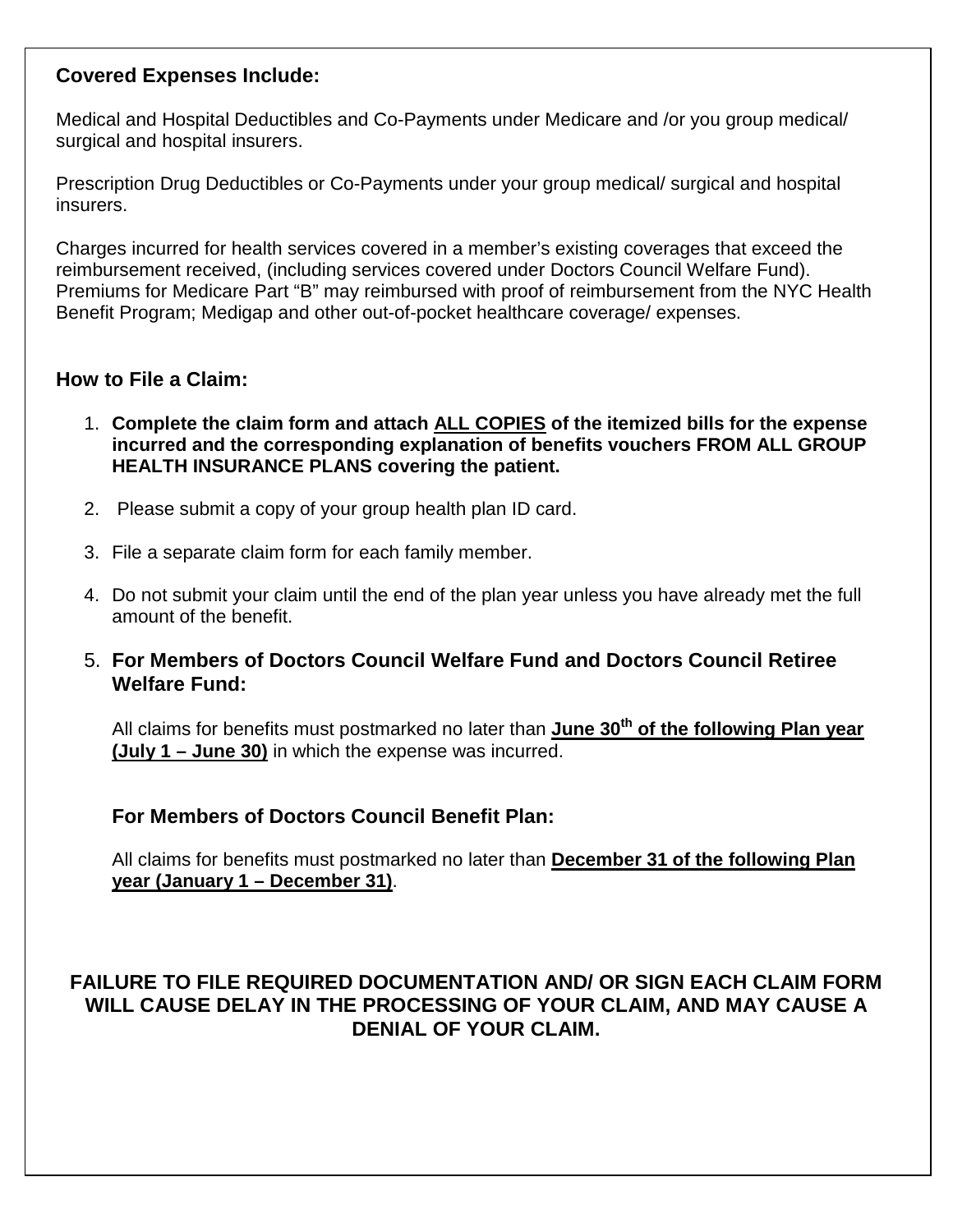### Covered Expenses Include:

Medical and Hospital Deductibles and Co-Payments under Medicare and /or you group medical/ surgical and hospital insurers.

Prescription Drug Deductibles or Co-Payments under your group medical/ surgical and hospital insurers.

Charges incurred for health services covered in a member's existing coverages that exceed the reimbursement received, (including services covered under Doctors Council Welfare Fund). Premiums for Medicare Part "B" may reimbursed with proof of reimbursement from the NYC Health Benefit Program; Medigap and other out-of-pocket healthcare coverage/ expenses.

### How to File a Claim:

1. **Complete the claim form and attach <u>ALL COPIES</u> of the itemized bills for the expense incurred and the corresponding explanation of benefits vouchers FROM ALL GROUP HEALTH INSURANCE PLANS covering the patient.**
2. Please submit a copy of your group health plan ID card.
3. File a separate claim form for each family member.
4. Do not submit your claim until the end of the plan year unless you have already met the full amount of the benefit.
5. **For Members of Doctors Council Welfare Fund and Doctors Council Retiree Welfare Fund:**

   All claims for benefits must postmarked no later than **<u>June 30th of the following Plan year (July 1 – June 30)</u>** in which the expense was incurred.

   **For Members of Doctors Council Benefit Plan:**

   All claims for benefits must postmarked no later than **<u>December 31 of the following Plan year (January 1 – December 31)</u>**.

**FAILURE TO FILE REQUIRED DOCUMENTATION AND/ OR SIGN EACH CLAIM FORM WILL CAUSE DELAY IN THE PROCESSING OF YOUR CLAIM, AND MAY CAUSE A DENIAL OF YOUR CLAIM.**